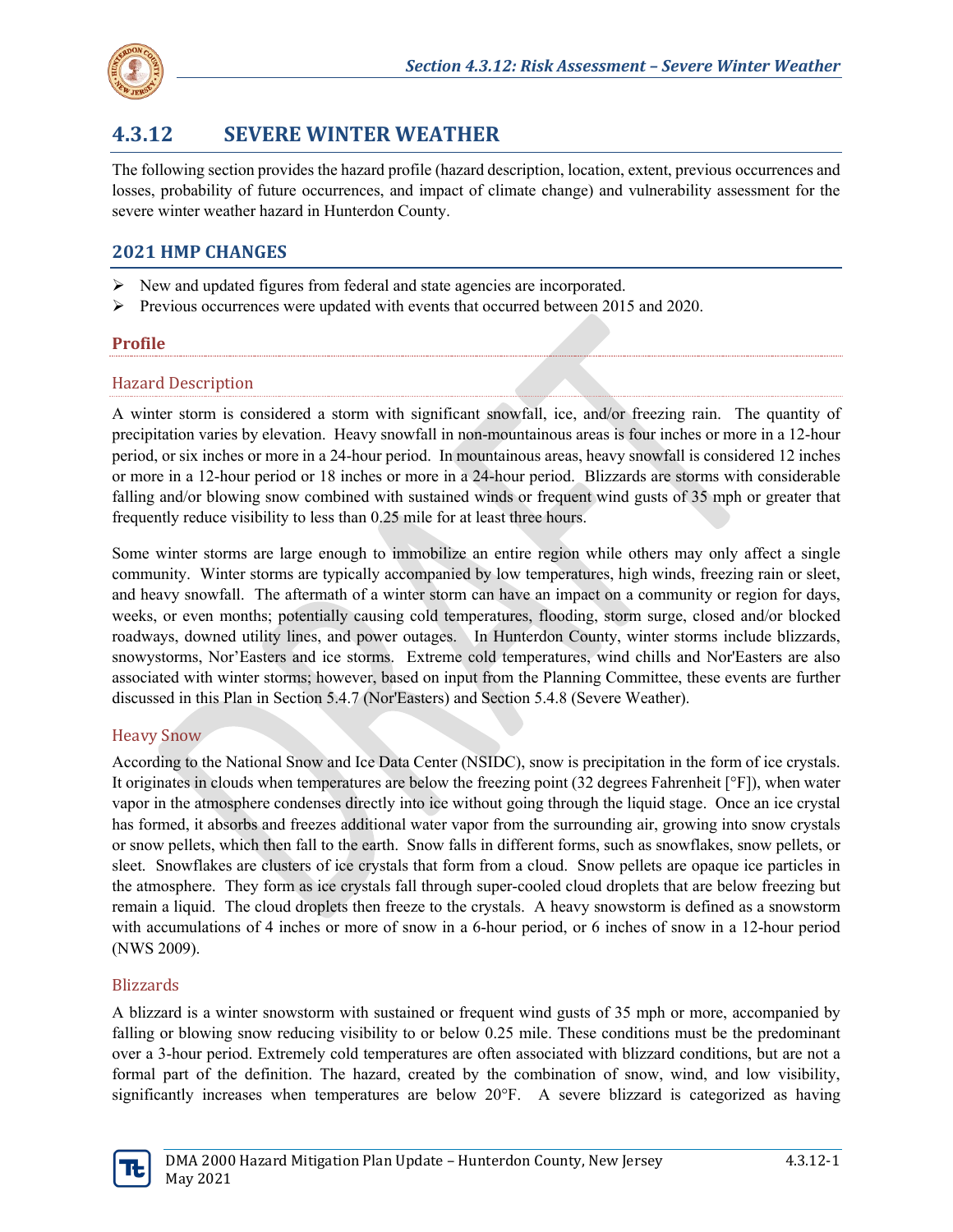# 4.3.12 SEVERE WINTER WEATHER

The following section provides the hazard profile (hazard description, location, extent, previous occurrences and losses, probability of future occurrences, and impact of climate change) and vulnerability assessment for the severe winter weather hazard in Hunterdon County.

## 2021 HMP CHANGES

- New and updated figures from federal and state agencies are incorporated.
- Previous occurrences were updated with events that occurred between 2015 and 2020.

### Profile

#### Hazard Description

A winter storm is considered a storm with significant snowfall, ice, and/or freezing rain. The quantity of precipitation varies by elevation. Heavy snowfall in non-mountainous areas is four inches or more in a 12-hour period, or six inches or more in a 24-hour period. In mountainous areas, heavy snowfall is considered 12 inches or more in a 12-hour period or 18 inches or more in a 24-hour period. Blizzards are storms with considerable falling and/or blowing snow combined with sustained winds or frequent wind gusts of 35 mph or greater that frequently reduce visibility to less than 0.25 mile for at least three hours.

Some winter storms are large enough to immobilize an entire region while others may only affect a single community. Winter storms are typically accompanied by low temperatures, high winds, freezing rain or sleet, and heavy snowfall. The aftermath of a winter storm can have an impact on a community or region for days, weeks, or even months; potentially causing cold temperatures, flooding, storm surge, closed and/or blocked roadways, downed utility lines, and power outages. In Hunterdon County, winter storms include blizzards, snowystorms, Nor'Easters and ice storms. Extreme cold temperatures, wind chills and Nor'Easters are also associated with winter storms; however, based on input from the Planning Committee, these events are further discussed in this Plan in Section 5.4.7 (Nor'Easters) and Section 5.4.8 (Severe Weather).

#### Heavy Snow

According to the National Snow and Ice Data Center (NSIDC), snow is precipitation in the form of ice crystals. It originates in clouds when temperatures are below the freezing point (32 degrees Fahrenheit [°F]), when water vapor in the atmosphere condenses directly into ice without going through the liquid stage. Once an ice crystal has formed, it absorbs and freezes additional water vapor from the surrounding air, growing into snow crystals or snow pellets, which then fall to the earth. Snow falls in different forms, such as snowflakes, snow pellets, or sleet. Snowflakes are clusters of ice crystals that form from a cloud. Snow pellets are opaque ice particles in the atmosphere. They form as ice crystals fall through super-cooled cloud droplets that are below freezing but remain a liquid. The cloud droplets then freeze to the crystals. A heavy snowstorm is defined as a snowstorm with accumulations of 4 inches or more of snow in a 6-hour period, or 6 inches of snow in a 12-hour period (NWS 2009).

#### Blizzards

A blizzard is a winter snowstorm with sustained or frequent wind gusts of 35 mph or more, accompanied by falling or blowing snow reducing visibility to or below 0.25 mile. These conditions must be the predominant over a 3-hour period. Extremely cold temperatures are often associated with blizzard conditions, but are not a formal part of the definition. The hazard, created by the combination of snow, wind, and low visibility, significantly increases when temperatures are below 20°F. A severe blizzard is categorized as having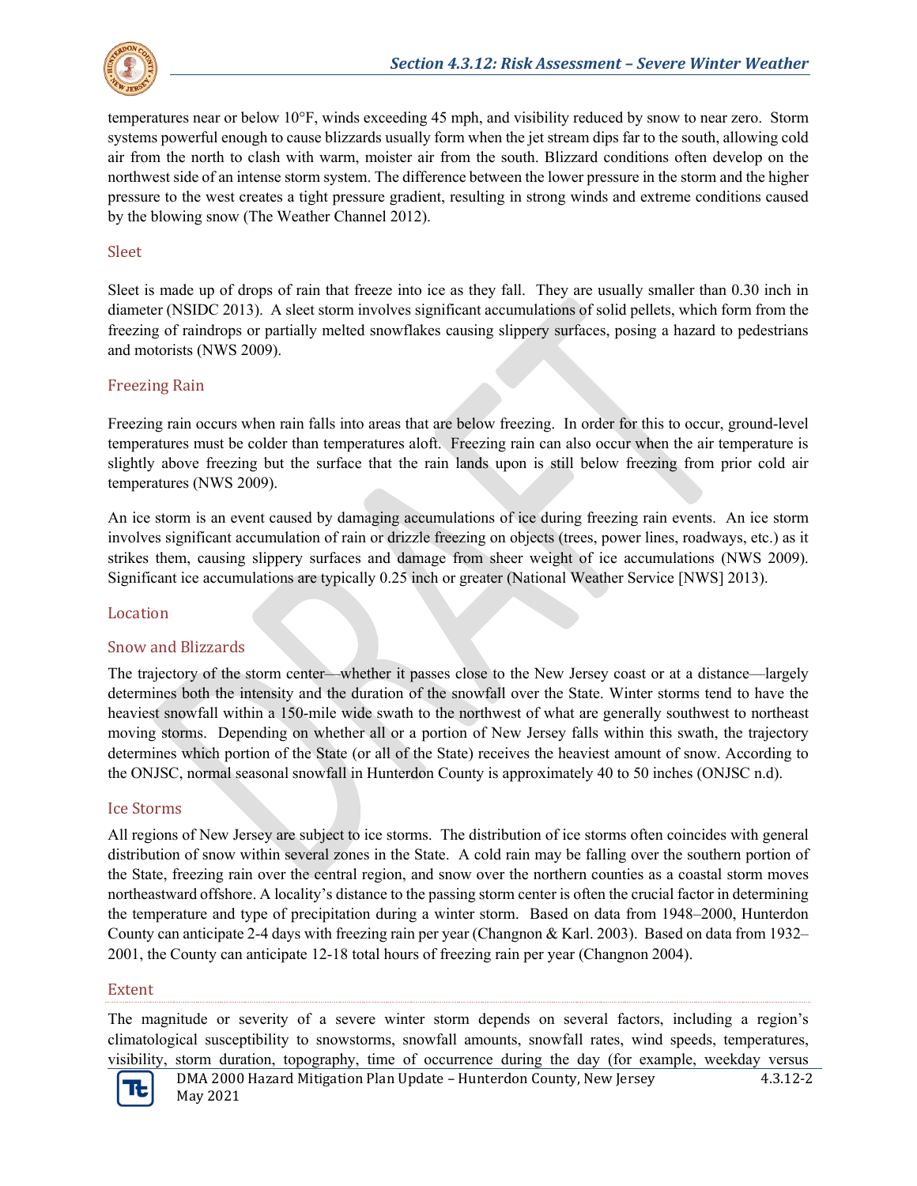temperatures near or below 10°F, winds exceeding 45 mph, and visibility reduced by snow to near zero. Storm systems powerful enough to cause blizzards usually form when the jet stream dips far to the south, allowing cold air from the north to clash with warm, moister air from the south. Blizzard conditions often develop on the northwest side of an intense storm system. The difference between the lower pressure in the storm and the higher pressure to the west creates a tight pressure gradient, resulting in strong winds and extreme conditions caused by the blowing snow (The Weather Channel 2012).

### Sleet

Sleet is made up of drops of rain that freeze into ice as they fall. They are usually smaller than 0.30 inch in diameter (NSIDC 2013). A sleet storm involves significant accumulations of solid pellets, which form from the freezing of raindrops or partially melted snowflakes causing slippery surfaces, posing a hazard to pedestrians and motorists (NWS 2009).

### Freezing Rain

Freezing rain occurs when rain falls into areas that are below freezing. In order for this to occur, ground-level temperatures must be colder than temperatures aloft. Freezing rain can also occur when the air temperature is slightly above freezing but the surface that the rain lands upon is still below freezing from prior cold air temperatures (NWS 2009).

An ice storm is an event caused by damaging accumulations of ice during freezing rain events. An ice storm involves significant accumulation of rain or drizzle freezing on objects (trees, power lines, roadways, etc.) as it strikes them, causing slippery surfaces and damage from sheer weight of ice accumulations (NWS 2009). Significant ice accumulations are typically 0.25 inch or greater (National Weather Service [NWS] 2013).

## Location

### Snow and Blizzards

The trajectory of the storm center—whether it passes close to the New Jersey coast or at a distance—largely determines both the intensity and the duration of the snowfall over the State. Winter storms tend to have the heaviest snowfall within a 150-mile wide swath to the northwest of what are generally southwest to northeast moving storms. Depending on whether all or a portion of New Jersey falls within this swath, the trajectory determines which portion of the State (or all of the State) receives the heaviest amount of snow. According to the ONJSC, normal seasonal snowfall in Hunterdon County is approximately 40 to 50 inches (ONJSC n.d).

### Ice Storms

All regions of New Jersey are subject to ice storms. The distribution of ice storms often coincides with general distribution of snow within several zones in the State. A cold rain may be falling over the southern portion of the State, freezing rain over the central region, and snow over the northern counties as a coastal storm moves northeastward offshore. A locality's distance to the passing storm center is often the crucial factor in determining the temperature and type of precipitation during a winter storm. Based on data from 1948–2000, Hunterdon County can anticipate 2-4 days with freezing rain per year (Changnon & Karl. 2003). Based on data from 1932–2001, the County can anticipate 12-18 total hours of freezing rain per year (Changnon 2004).

## Extent

The magnitude or severity of a severe winter storm depends on several factors, including a region's climatological susceptibility to snowstorms, snowfall amounts, snowfall rates, wind speeds, temperatures, visibility, storm duration, topography, time of occurrence during the day (for example, weekday versus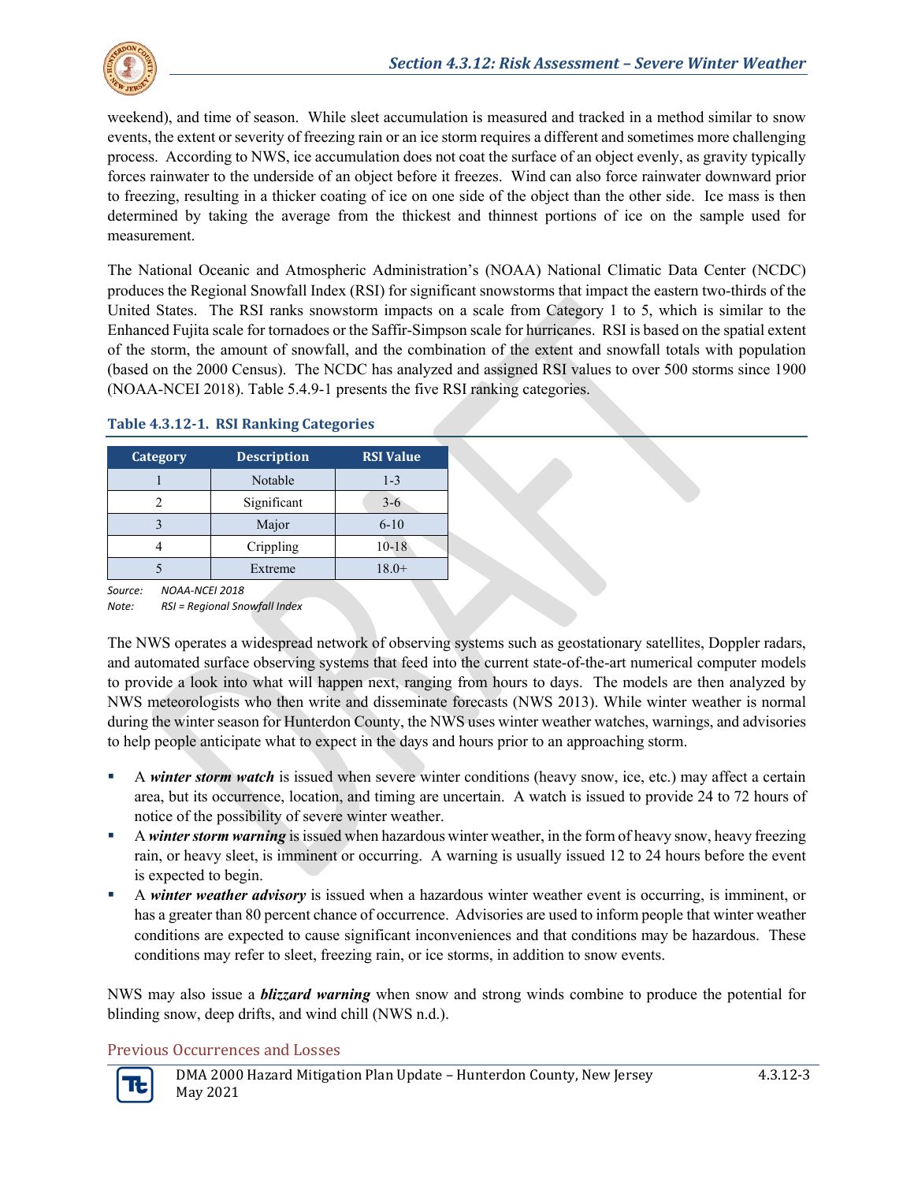weekend), and time of season. While sleet accumulation is measured and tracked in a method similar to snow events, the extent or severity of freezing rain or an ice storm requires a different and sometimes more challenging process. According to NWS, ice accumulation does not coat the surface of an object evenly, as gravity typically forces rainwater to the underside of an object before it freezes. Wind can also force rainwater downward prior to freezing, resulting in a thicker coating of ice on one side of the object than the other side. Ice mass is then determined by taking the average from the thickest and thinnest portions of ice on the sample used for measurement.

The National Oceanic and Atmospheric Administration's (NOAA) National Climatic Data Center (NCDC) produces the Regional Snowfall Index (RSI) for significant snowstorms that impact the eastern two-thirds of the United States. The RSI ranks snowstorm impacts on a scale from Category 1 to 5, which is similar to the Enhanced Fujita scale for tornadoes or the Saffir-Simpson scale for hurricanes. RSI is based on the spatial extent of the storm, the amount of snowfall, and the combination of the extent and snowfall totals with population (based on the 2000 Census). The NCDC has analyzed and assigned RSI values to over 500 storms since 1900 (NOAA-NCEI 2018). Table 5.4.9-1 presents the five RSI ranking categories.

**Table 4.3.12-1. RSI Ranking Categories**

| Category | Description | RSI Value |
|---|---|---|
| 1 | Notable | 1-3 |
| 2 | Significant | 3-6 |
| 3 | Major | 6-10 |
| 4 | Crippling | 10-18 |
| 5 | Extreme | 18.0+ |

*Source: NOAA-NCEI 2018*
*Note: RSI = Regional Snowfall Index*

The NWS operates a widespread network of observing systems such as geostationary satellites, Doppler radars, and automated surface observing systems that feed into the current state-of-the-art numerical computer models to provide a look into what will happen next, ranging from hours to days. The models are then analyzed by NWS meteorologists who then write and disseminate forecasts (NWS 2013). While winter weather is normal during the winter season for Hunterdon County, the NWS uses winter weather watches, warnings, and advisories to help people anticipate what to expect in the days and hours prior to an approaching storm.

- A ***winter storm watch*** is issued when severe winter conditions (heavy snow, ice, etc.) may affect a certain area, but its occurrence, location, and timing are uncertain. A watch is issued to provide 24 to 72 hours of notice of the possibility of severe winter weather.
- A ***winter storm warning*** is issued when hazardous winter weather, in the form of heavy snow, heavy freezing rain, or heavy sleet, is imminent or occurring. A warning is usually issued 12 to 24 hours before the event is expected to begin.
- A ***winter weather advisory*** is issued when a hazardous winter weather event is occurring, is imminent, or has a greater than 80 percent chance of occurrence. Advisories are used to inform people that winter weather conditions are expected to cause significant inconveniences and that conditions may be hazardous. These conditions may refer to sleet, freezing rain, or ice storms, in addition to snow events.

NWS may also issue a ***blizzard warning*** when snow and strong winds combine to produce the potential for blinding snow, deep drifts, and wind chill (NWS n.d.).

## Previous Occurrences and Losses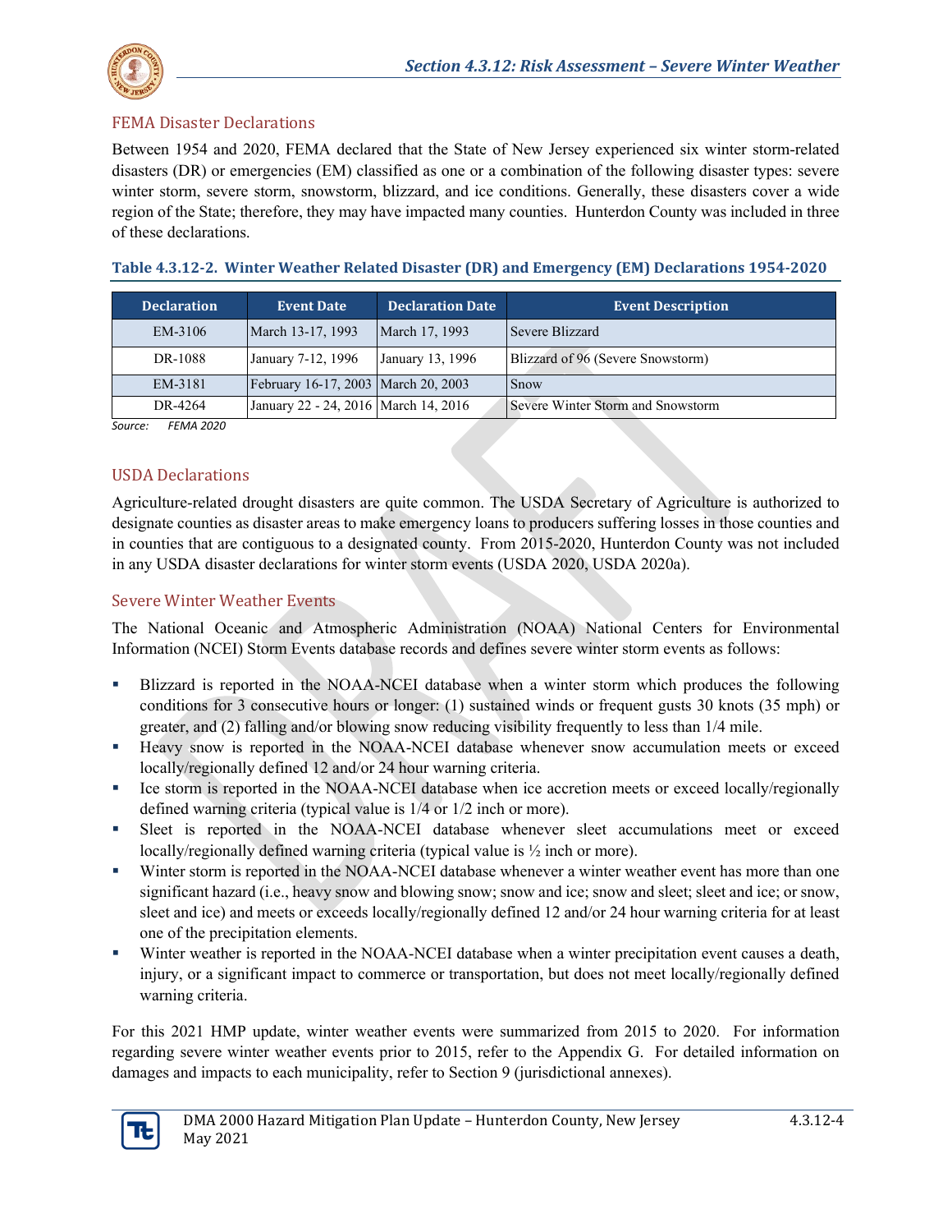## FEMA Disaster Declarations

Between 1954 and 2020, FEMA declared that the State of New Jersey experienced six winter storm-related disasters (DR) or emergencies (EM) classified as one or a combination of the following disaster types: severe winter storm, severe storm, snowstorm, blizzard, and ice conditions. Generally, these disasters cover a wide region of the State; therefore, they may have impacted many counties. Hunterdon County was included in three of these declarations.

**Table 4.3.12-2. Winter Weather Related Disaster (DR) and Emergency (EM) Declarations 1954-2020**

| Declaration | Event Date | Declaration Date | Event Description |
|---|---|---|---|
| EM-3106 | March 13-17, 1993 | March 17, 1993 | Severe Blizzard |
| DR-1088 | January 7-12, 1996 | January 13, 1996 | Blizzard of 96 (Severe Snowstorm) |
| EM-3181 | February 16-17, 2003 | March 20, 2003 | Snow |
| DR-4264 | January 22 - 24, 2016 | March 14, 2016 | Severe Winter Storm and Snowstorm |

*Source: FEMA 2020*

## USDA Declarations

Agriculture-related drought disasters are quite common. The USDA Secretary of Agriculture is authorized to designate counties as disaster areas to make emergency loans to producers suffering losses in those counties and in counties that are contiguous to a designated county. From 2015-2020, Hunterdon County was not included in any USDA disaster declarations for winter storm events (USDA 2020, USDA 2020a).

## Severe Winter Weather Events

The National Oceanic and Atmospheric Administration (NOAA) National Centers for Environmental Information (NCEI) Storm Events database records and defines severe winter storm events as follows:

- Blizzard is reported in the NOAA-NCEI database when a winter storm which produces the following conditions for 3 consecutive hours or longer: (1) sustained winds or frequent gusts 30 knots (35 mph) or greater, and (2) falling and/or blowing snow reducing visibility frequently to less than 1/4 mile.
- Heavy snow is reported in the NOAA-NCEI database whenever snow accumulation meets or exceed locally/regionally defined 12 and/or 24 hour warning criteria.
- Ice storm is reported in the NOAA-NCEI database when ice accretion meets or exceed locally/regionally defined warning criteria (typical value is 1/4 or 1/2 inch or more).
- Sleet is reported in the NOAA-NCEI database whenever sleet accumulations meet or exceed locally/regionally defined warning criteria (typical value is ½ inch or more).
- Winter storm is reported in the NOAA-NCEI database whenever a winter weather event has more than one significant hazard (i.e., heavy snow and blowing snow; snow and ice; snow and sleet; sleet and ice; or snow, sleet and ice) and meets or exceeds locally/regionally defined 12 and/or 24 hour warning criteria for at least one of the precipitation elements.
- Winter weather is reported in the NOAA-NCEI database when a winter precipitation event causes a death, injury, or a significant impact to commerce or transportation, but does not meet locally/regionally defined warning criteria.

For this 2021 HMP update, winter weather events were summarized from 2015 to 2020. For information regarding severe winter weather events prior to 2015, refer to the Appendix G. For detailed information on damages and impacts to each municipality, refer to Section 9 (jurisdictional annexes).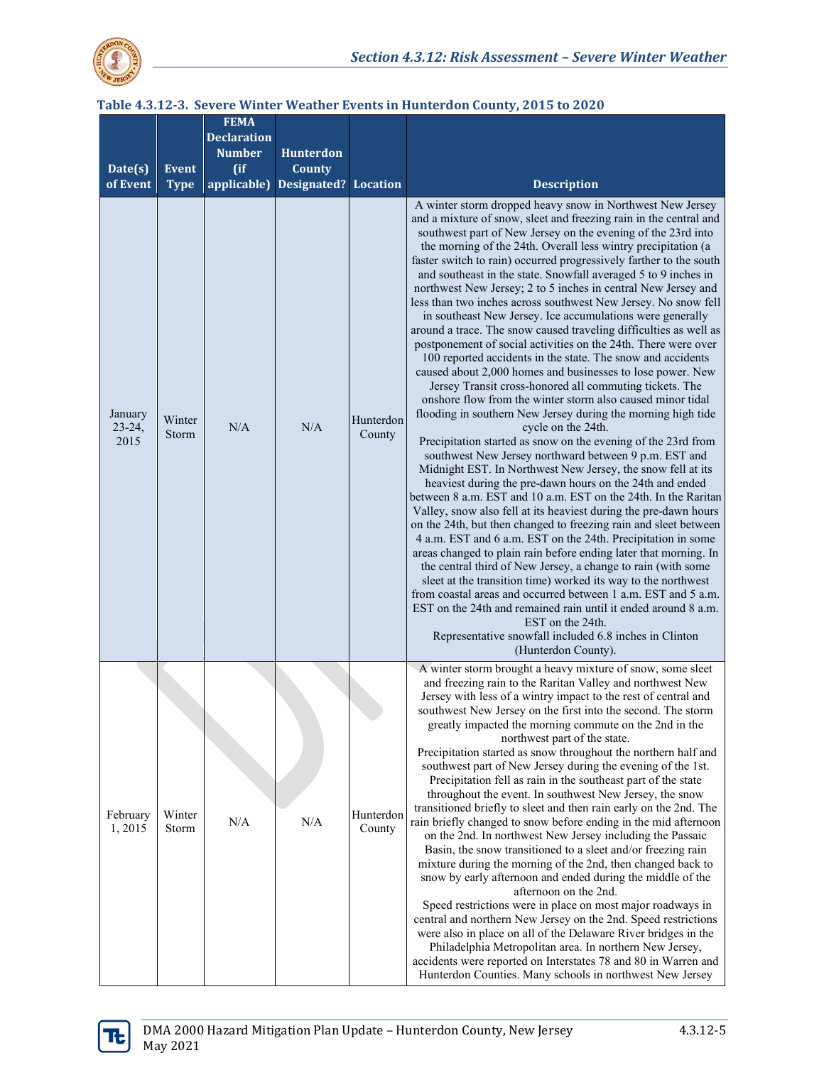**Table 4.3.12-3. Severe Winter Weather Events in Hunterdon County, 2015 to 2020**

| Date(s) of Event | Event Type | FEMA Declaration Number (if applicable) | Hunterdon County Designated? | Location | Description |
|---|---|---|---|---|---|
| January 23-24, 2015 | Winter Storm | N/A | N/A | Hunterdon County | A winter storm dropped heavy snow in Northwest New Jersey and a mixture of snow, sleet and freezing rain in the central and southwest part of New Jersey on the evening of the 23rd into the morning of the 24th. Overall less wintry precipitation (a faster switch to rain) occurred progressively farther to the south and southeast in the state. Snowfall averaged 5 to 9 inches in northwest New Jersey; 2 to 5 inches in central New Jersey and less than two inches across southwest New Jersey. No snow fell in southeast New Jersey. Ice accumulations were generally around a trace. The snow caused traveling difficulties as well as postponement of social activities on the 24th. There were over 100 reported accidents in the state. The snow and accidents caused about 2,000 homes and businesses to lose power. New Jersey Transit cross-honored all commuting tickets. The onshore flow from the winter storm also caused minor tidal flooding in southern New Jersey during the morning high tide cycle on the 24th.<br>Precipitation started as snow on the evening of the 23rd from southwest New Jersey northward between 9 p.m. EST and Midnight EST. In Northwest New Jersey, the snow fell at its heaviest during the pre-dawn hours on the 24th and ended between 8 a.m. EST and 10 a.m. EST on the 24th. In the Raritan Valley, snow also fell at its heaviest during the pre-dawn hours on the 24th, but then changed to freezing rain and sleet between 4 a.m. EST and 6 a.m. EST on the 24th. Precipitation in some areas changed to plain rain before ending later that morning. In the central third of New Jersey, a change to rain (with some sleet at the transition time) worked its way to the northwest from coastal areas and occurred between 1 a.m. EST and 5 a.m. EST on the 24th and remained rain until it ended around 8 a.m. EST on the 24th.<br>Representative snowfall included 6.8 inches in Clinton (Hunterdon County). |
| February 1, 2015 | Winter Storm | N/A | N/A | Hunterdon County | A winter storm brought a heavy mixture of snow, some sleet and freezing rain to the Raritan Valley and northwest New Jersey with less of a wintry impact to the rest of central and southwest New Jersey on the first into the second. The storm greatly impacted the morning commute on the 2nd in the northwest part of the state.<br>Precipitation started as snow throughout the northern half and southwest part of New Jersey during the evening of the 1st. Precipitation fell as rain in the southeast part of the state throughout the event. In southwest New Jersey, the snow transitioned briefly to sleet and then rain early on the 2nd. The rain briefly changed to snow before ending in the mid afternoon on the 2nd. In northwest New Jersey including the Passaic Basin, the snow transitioned to a sleet and/or freezing rain mixture during the morning of the 2nd, then changed back to snow by early afternoon and ended during the middle of the afternoon on the 2nd.<br>Speed restrictions were in place on most major roadways in central and northern New Jersey on the 2nd. Speed restrictions were also in place on all of the Delaware River bridges in the Philadelphia Metropolitan area. In northern New Jersey, accidents were reported on Interstates 78 and 80 in Warren and Hunterdon Counties. Many schools in northwest New Jersey |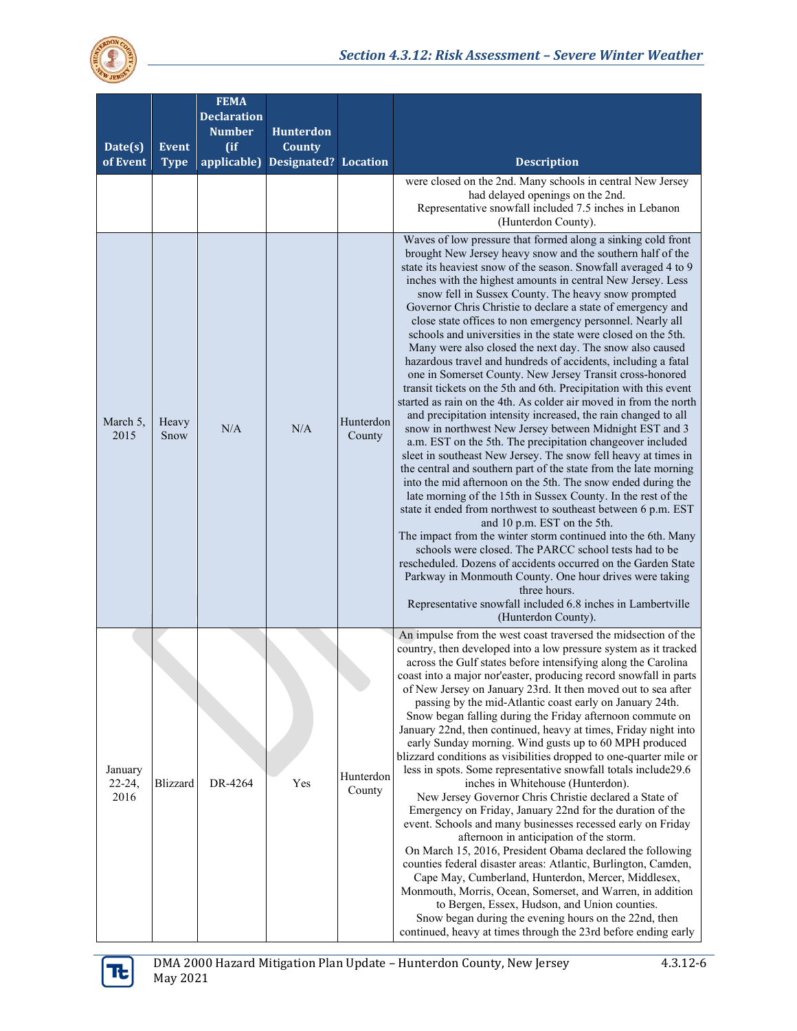| Date(s) of Event | Event Type | FEMA Declaration Number (if applicable) | Hunterdon County Designated? | Location | Description |
|---|---|---|---|---|---|
| | | | | | were closed on the 2nd. Many schools in central New Jersey had delayed openings on the 2nd. Representative snowfall included 7.5 inches in Lebanon (Hunterdon County). |
| March 5, 2015 | Heavy Snow | N/A | N/A | Hunterdon County | Waves of low pressure that formed along a sinking cold front brought New Jersey heavy snow and the southern half of the state its heaviest snow of the season. Snowfall averaged 4 to 9 inches with the highest amounts in central New Jersey. Less snow fell in Sussex County. The heavy snow prompted Governor Chris Christie to declare a state of emergency and close state offices to non emergency personnel. Nearly all schools and universities in the state were closed on the 5th. Many were also closed the next day. The snow also caused hazardous travel and hundreds of accidents, including a fatal one in Somerset County. New Jersey Transit cross-honored transit tickets on the 5th and 6th. Precipitation with this event started as rain on the 4th. As colder air moved in from the north and precipitation intensity increased, the rain changed to all snow in northwest New Jersey between Midnight EST and 3 a.m. EST on the 5th. The precipitation changeover included sleet in southeast New Jersey. The snow fell heavy at times in the central and southern part of the state from the late morning into the mid afternoon on the 5th. The snow ended during the late morning of the 15th in Sussex County. In the rest of the state it ended from northwest to southeast between 6 p.m. EST and 10 p.m. EST on the 5th. The impact from the winter storm continued into the 6th. Many schools were closed. The PARCC school tests had to be rescheduled. Dozens of accidents occurred on the Garden State Parkway in Monmouth County. One hour drives were taking three hours. Representative snowfall included 6.8 inches in Lambertville (Hunterdon County). |
| January 22-24, 2016 | Blizzard | DR-4264 | Yes | Hunterdon County | An impulse from the west coast traversed the midsection of the country, then developed into a low pressure system as it tracked across the Gulf states before intensifying along the Carolina coast into a major nor'easter, producing record snowfall in parts of New Jersey on January 23rd. It then moved out to sea after passing by the mid-Atlantic coast early on January 24th. Snow began falling during the Friday afternoon commute on January 22nd, then continued, heavy at times, Friday night into early Sunday morning. Wind gusts up to 60 MPH produced blizzard conditions as visibilities dropped to one-quarter mile or less in spots. Some representative snowfall totals include29.6 inches in Whitehouse (Hunterdon). New Jersey Governor Chris Christie declared a State of Emergency on Friday, January 22nd for the duration of the event. Schools and many businesses recessed early on Friday afternoon in anticipation of the storm. On March 15, 2016, President Obama declared the following counties federal disaster areas: Atlantic, Burlington, Camden, Cape May, Cumberland, Hunterdon, Mercer, Middlesex, Monmouth, Morris, Ocean, Somerset, and Warren, in addition to Bergen, Essex, Hudson, and Union counties. Snow began during the evening hours on the 22nd, then continued, heavy at times through the 23rd before ending early |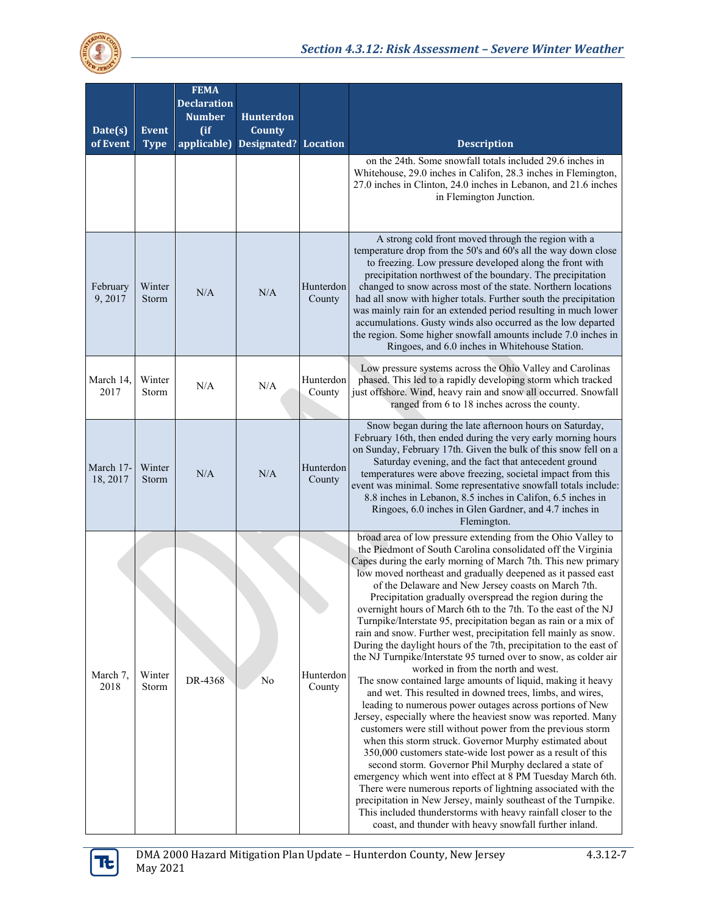| Date(s) of Event | Event Type | FEMA Declaration Number (if applicable) | Hunterdon County Designated? | Location | Description |
|---|---|---|---|---|---|
| | | | | | on the 24th. Some snowfall totals included 29.6 inches in Whitehouse, 29.0 inches in Califon, 28.3 inches in Flemington, 27.0 inches in Clinton, 24.0 inches in Lebanon, and 21.6 inches in Flemington Junction. |
| February 9, 2017 | Winter Storm | N/A | N/A | Hunterdon County | A strong cold front moved through the region with a temperature drop from the 50's and 60's all the way down close to freezing. Low pressure developed along the front with precipitation northwest of the boundary. The precipitation changed to snow across most of the state. Northern locations had all snow with higher totals. Further south the precipitation was mainly rain for an extended period resulting in much lower accumulations. Gusty winds also occurred as the low departed the region. Some higher snowfall amounts include 7.0 inches in Ringoes, and 6.0 inches in Whitehouse Station. |
| March 14, 2017 | Winter Storm | N/A | N/A | Hunterdon County | Low pressure systems across the Ohio Valley and Carolinas phased. This led to a rapidly developing storm which tracked just offshore. Wind, heavy rain and snow all occurred. Snowfall ranged from 6 to 18 inches across the county. |
| March 17-18, 2017 | Winter Storm | N/A | N/A | Hunterdon County | Snow began during the late afternoon hours on Saturday, February 16th, then ended during the very early morning hours on Sunday, February 17th. Given the bulk of this snow fell on a Saturday evening, and the fact that antecedent ground temperatures were above freezing, societal impact from this event was minimal. Some representative snowfall totals include: 8.8 inches in Lebanon, 8.5 inches in Califon, 6.5 inches in Ringoes, 6.0 inches in Glen Gardner, and 4.7 inches in Flemington. |
| March 7, 2018 | Winter Storm | DR-4368 | No | Hunterdon County | broad area of low pressure extending from the Ohio Valley to the Piedmont of South Carolina consolidated off the Virginia Capes during the early morning of March 7th. This new primary low moved northeast and gradually deepened as it passed east of the Delaware and New Jersey coasts on March 7th. Precipitation gradually overspread the region during the overnight hours of March 6th to the 7th. To the east of the NJ Turnpike/Interstate 95, precipitation began as rain or a mix of rain and snow. Further west, precipitation fell mainly as snow. During the daylight hours of the 7th, precipitation to the east of the NJ Turnpike/Interstate 95 turned over to snow, as colder air worked in from the north and west. The snow contained large amounts of liquid, making it heavy and wet. This resulted in downed trees, limbs, and wires, leading to numerous power outages across portions of New Jersey, especially where the heaviest snow was reported. Many customers were still without power from the previous storm when this storm struck. Governor Murphy estimated about 350,000 customers state-wide lost power as a result of this second storm. Governor Phil Murphy declared a state of emergency which went into effect at 8 PM Tuesday March 6th. There were numerous reports of lightning associated with the precipitation in New Jersey, mainly southeast of the Turnpike. This included thunderstorms with heavy rainfall closer to the coast, and thunder with heavy snowfall further inland. |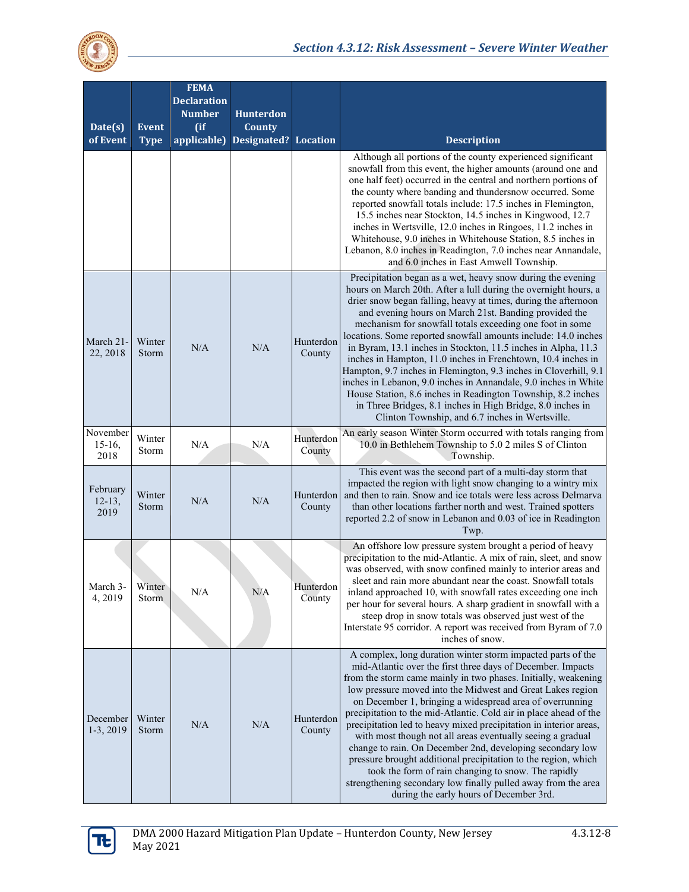| Date(s) of Event | Event Type | FEMA Declaration Number (if applicable) | Hunterdon County Designated? | Location | Description |
|---|---|---|---|---|---|
| | | | | | Although all portions of the county experienced significant snowfall from this event, the higher amounts (around one and one half feet) occurred in the central and northern portions of the county where banding and thundersnow occurred. Some reported snowfall totals include: 17.5 inches in Flemington, 15.5 inches near Stockton, 14.5 inches in Kingwood, 12.7 inches in Wertsville, 12.0 inches in Ringoes, 11.2 inches in Whitehouse, 9.0 inches in Whitehouse Station, 8.5 inches in Lebanon, 8.0 inches in Readington, 7.0 inches near Annandale, and 6.0 inches in East Amwell Township. |
| March 21-22, 2018 | Winter Storm | N/A | N/A | Hunterdon County | Precipitation began as a wet, heavy snow during the evening hours on March 20th. After a lull during the overnight hours, a drier snow began falling, heavy at times, during the afternoon and evening hours on March 21st. Banding provided the mechanism for snowfall totals exceeding one foot in some locations. Some reported snowfall amounts include: 14.0 inches in Byram, 13.1 inches in Stockton, 11.5 inches in Alpha, 11.3 inches in Hampton, 11.0 inches in Frenchtown, 10.4 inches in Hampton, 9.7 inches in Flemington, 9.3 inches in Cloverhill, 9.1 inches in Lebanon, 9.0 inches in Annandale, 9.0 inches in White House Station, 8.6 inches in Readington Township, 8.2 inches in Three Bridges, 8.1 inches in High Bridge, 8.0 inches in Clinton Township, and 6.7 inches in Wertsville. |
| November 15-16, 2018 | Winter Storm | N/A | N/A | Hunterdon County | An early season Winter Storm occurred with totals ranging from 10.0 in Bethlehem Township to 5.0 2 miles S of Clinton Township. |
| February 12-13, 2019 | Winter Storm | N/A | N/A | Hunterdon County | This event was the second part of a multi-day storm that impacted the region with light snow changing to a wintry mix and then to rain. Snow and ice totals were less across Delmarva than other locations farther north and west. Trained spotters reported 2.2 of snow in Lebanon and 0.03 of ice in Readington Twp. |
| March 3-4, 2019 | Winter Storm | N/A | N/A | Hunterdon County | An offshore low pressure system brought a period of heavy precipitation to the mid-Atlantic. A mix of rain, sleet, and snow was observed, with snow confined mainly to interior areas and sleet and rain more abundant near the coast. Snowfall totals inland approached 10, with snowfall rates exceeding one inch per hour for several hours. A sharp gradient in snowfall with a steep drop in snow totals was observed just west of the Interstate 95 corridor. A report was received from Byram of 7.0 inches of snow. |
| December 1-3, 2019 | Winter Storm | N/A | N/A | Hunterdon County | A complex, long duration winter storm impacted parts of the mid-Atlantic over the first three days of December. Impacts from the storm came mainly in two phases. Initially, weakening low pressure moved into the Midwest and Great Lakes region on December 1, bringing a widespread area of overrunning precipitation to the mid-Atlantic. Cold air in place ahead of the precipitation led to heavy mixed precipitation in interior areas, with most though not all areas eventually seeing a gradual change to rain. On December 2nd, developing secondary low pressure brought additional precipitation to the region, which took the form of rain changing to snow. The rapidly strengthening secondary low finally pulled away from the area during the early hours of December 3rd. |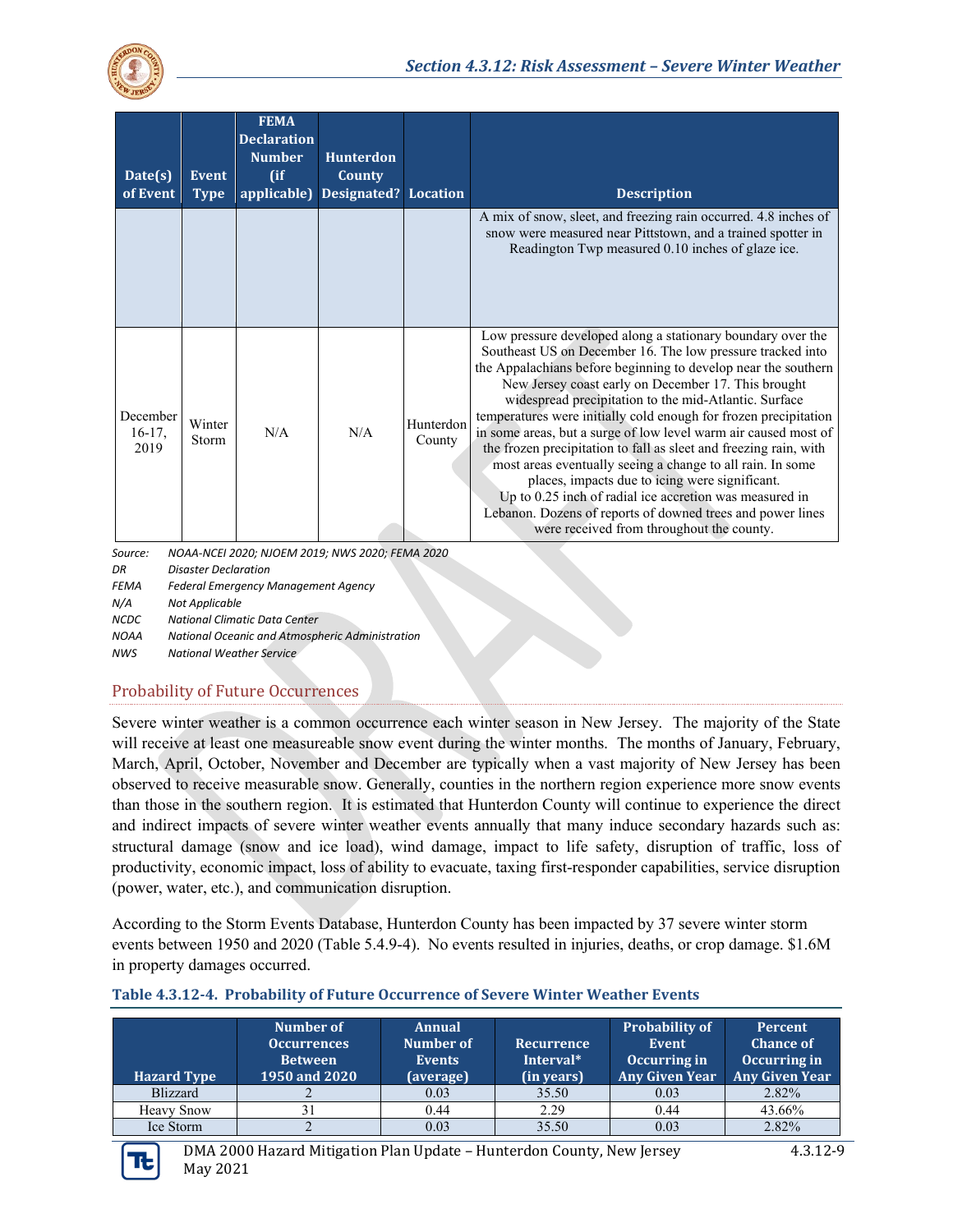| Date(s) of Event | Event Type | FEMA Declaration Number (if applicable) | Hunterdon County Designated? | Location | Description |
|---|---|---|---|---|---|
| | | | | | A mix of snow, sleet, and freezing rain occurred. 4.8 inches of snow were measured near Pittstown, and a trained spotter in Readington Twp measured 0.10 inches of glaze ice. |
| December 16-17, 2019 | Winter Storm | N/A | N/A | Hunterdon County | Low pressure developed along a stationary boundary over the Southeast US on December 16. The low pressure tracked into the Appalachians before beginning to develop near the southern New Jersey coast early on December 17. This brought widespread precipitation to the mid-Atlantic. Surface temperatures were initially cold enough for frozen precipitation in some areas, but a surge of low level warm air caused most of the frozen precipitation to fall as sleet and freezing rain, with most areas eventually seeing a change to all rain. In some places, impacts due to icing were significant. Up to 0.25 inch of radial ice accretion was measured in Lebanon. Dozens of reports of downed trees and power lines were received from throughout the county. |

*Source: NOAA-NCEI 2020; NJOEM 2019; NWS 2020; FEMA 2020*
*DR Disaster Declaration*
*FEMA Federal Emergency Management Agency*
*N/A Not Applicable*
*NCDC National Climatic Data Center*
*NOAA National Oceanic and Atmospheric Administration*
*NWS National Weather Service*

## Probability of Future Occurrences

Severe winter weather is a common occurrence each winter season in New Jersey. The majority of the State will receive at least one measureable snow event during the winter months. The months of January, February, March, April, October, November and December are typically when a vast majority of New Jersey has been observed to receive measurable snow. Generally, counties in the northern region experience more snow events than those in the southern region. It is estimated that Hunterdon County will continue to experience the direct and indirect impacts of severe winter weather events annually that many induce secondary hazards such as: structural damage (snow and ice load), wind damage, impact to life safety, disruption of traffic, loss of productivity, economic impact, loss of ability to evacuate, taxing first-responder capabilities, service disruption (power, water, etc.), and communication disruption.

According to the Storm Events Database, Hunterdon County has been impacted by 37 severe winter storm events between 1950 and 2020 (Table 5.4.9-4). No events resulted in injuries, deaths, or crop damage. $1.6M in property damages occurred.

**Table 4.3.12-4. Probability of Future Occurrence of Severe Winter Weather Events**

| Hazard Type | Number of Occurrences Between 1950 and 2020 | Annual Number of Events (average) | Recurrence Interval* (in years) | Probability of Event Occurring in Any Given Year | Percent Chance of Occurring in Any Given Year |
|---|---|---|---|---|---|
| Blizzard | 2 | 0.03 | 35.50 | 0.03 | 2.82% |
| Heavy Snow | 31 | 0.44 | 2.29 | 0.44 | 43.66% |
| Ice Storm | 2 | 0.03 | 35.50 | 0.03 | 2.82% |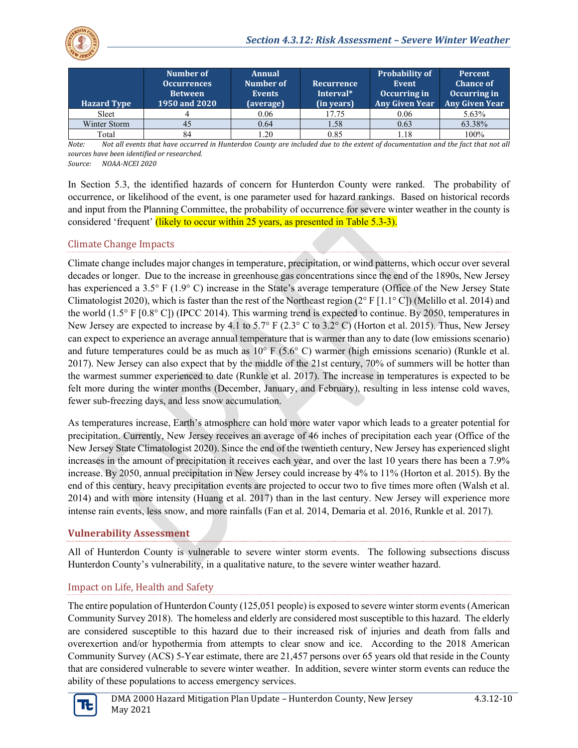| Hazard Type | Number of Occurrences Between 1950 and 2020 | Annual Number of Events (average) | Recurrence Interval* (in years) | Probability of Event Occurring in Any Given Year | Percent Chance of Occurring in Any Given Year |
|---|---|---|---|---|---|
| Sleet | 4 | 0.06 | 17.75 | 0.06 | 5.63% |
| Winter Storm | 45 | 0.64 | 1.58 | 0.63 | 63.38% |
| Total | 84 | 1.20 | 0.85 | 1.18 | 100% |

*Note: Not all events that have occurred in Hunterdon County are included due to the extent of documentation and the fact that not all sources have been identified or researched.*
*Source: NOAA-NCEI 2020*

In Section 5.3, the identified hazards of concern for Hunterdon County were ranked. The probability of occurrence, or likelihood of the event, is one parameter used for hazard rankings. Based on historical records and input from the Planning Committee, the probability of occurrence for severe winter weather in the county is considered 'frequent' (likely to occur within 25 years, as presented in Table 5.3-3).

### Climate Change Impacts

Climate change includes major changes in temperature, precipitation, or wind patterns, which occur over several decades or longer. Due to the increase in greenhouse gas concentrations since the end of the 1890s, New Jersey has experienced a 3.5° F (1.9° C) increase in the State's average temperature (Office of the New Jersey State Climatologist 2020), which is faster than the rest of the Northeast region (2° F [1.1° C]) (Melillo et al. 2014) and the world (1.5° F [0.8° C]) (IPCC 2014). This warming trend is expected to continue. By 2050, temperatures in New Jersey are expected to increase by 4.1 to 5.7° F (2.3° C to 3.2° C) (Horton et al. 2015). Thus, New Jersey can expect to experience an average annual temperature that is warmer than any to date (low emissions scenario) and future temperatures could be as much as 10° F (5.6° C) warmer (high emissions scenario) (Runkle et al. 2017). New Jersey can also expect that by the middle of the 21st century, 70% of summers will be hotter than the warmest summer experienced to date (Runkle et al. 2017). The increase in temperatures is expected to be felt more during the winter months (December, January, and February), resulting in less intense cold waves, fewer sub-freezing days, and less snow accumulation.

As temperatures increase, Earth's atmosphere can hold more water vapor which leads to a greater potential for precipitation. Currently, New Jersey receives an average of 46 inches of precipitation each year (Office of the New Jersey State Climatologist 2020). Since the end of the twentieth century, New Jersey has experienced slight increases in the amount of precipitation it receives each year, and over the last 10 years there has been a 7.9% increase. By 2050, annual precipitation in New Jersey could increase by 4% to 11% (Horton et al. 2015). By the end of this century, heavy precipitation events are projected to occur two to five times more often (Walsh et al. 2014) and with more intensity (Huang et al. 2017) than in the last century. New Jersey will experience more intense rain events, less snow, and more rainfalls (Fan et al. 2014, Demaria et al. 2016, Runkle et al. 2017).

## Vulnerability Assessment

All of Hunterdon County is vulnerable to severe winter storm events. The following subsections discuss Hunterdon County's vulnerability, in a qualitative nature, to the severe winter weather hazard.

### Impact on Life, Health and Safety

The entire population of Hunterdon County (125,051 people) is exposed to severe winter storm events (American Community Survey 2018). The homeless and elderly are considered most susceptible to this hazard. The elderly are considered susceptible to this hazard due to their increased risk of injuries and death from falls and overexertion and/or hypothermia from attempts to clear snow and ice. According to the 2018 American Community Survey (ACS) 5-Year estimate, there are 21,457 persons over 65 years old that reside in the County that are considered vulnerable to severe winter weather. In addition, severe winter storm events can reduce the ability of these populations to access emergency services.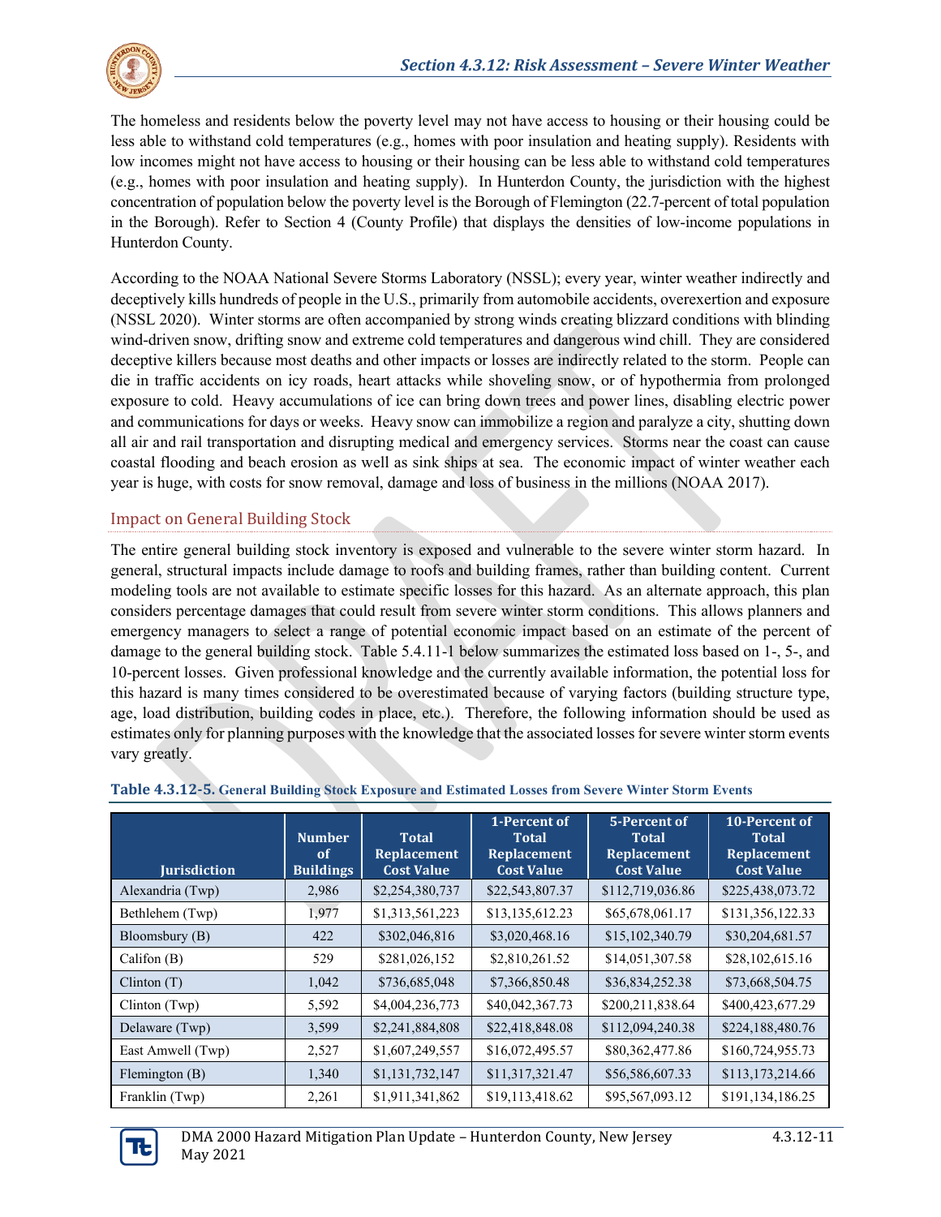The homeless and residents below the poverty level may not have access to housing or their housing could be less able to withstand cold temperatures (e.g., homes with poor insulation and heating supply). Residents with low incomes might not have access to housing or their housing can be less able to withstand cold temperatures (e.g., homes with poor insulation and heating supply). In Hunterdon County, the jurisdiction with the highest concentration of population below the poverty level is the Borough of Flemington (22.7-percent of total population in the Borough). Refer to Section 4 (County Profile) that displays the densities of low-income populations in Hunterdon County.

According to the NOAA National Severe Storms Laboratory (NSSL); every year, winter weather indirectly and deceptively kills hundreds of people in the U.S., primarily from automobile accidents, overexertion and exposure (NSSL 2020). Winter storms are often accompanied by strong winds creating blizzard conditions with blinding wind-driven snow, drifting snow and extreme cold temperatures and dangerous wind chill. They are considered deceptive killers because most deaths and other impacts or losses are indirectly related to the storm. People can die in traffic accidents on icy roads, heart attacks while shoveling snow, or of hypothermia from prolonged exposure to cold. Heavy accumulations of ice can bring down trees and power lines, disabling electric power and communications for days or weeks. Heavy snow can immobilize a region and paralyze a city, shutting down all air and rail transportation and disrupting medical and emergency services. Storms near the coast can cause coastal flooding and beach erosion as well as sink ships at sea. The economic impact of winter weather each year is huge, with costs for snow removal, damage and loss of business in the millions (NOAA 2017).

### Impact on General Building Stock

The entire general building stock inventory is exposed and vulnerable to the severe winter storm hazard. In general, structural impacts include damage to roofs and building frames, rather than building content. Current modeling tools are not available to estimate specific losses for this hazard. As an alternate approach, this plan considers percentage damages that could result from severe winter storm conditions. This allows planners and emergency managers to select a range of potential economic impact based on an estimate of the percent of damage to the general building stock. Table 5.4.11-1 below summarizes the estimated loss based on 1-, 5-, and 10-percent losses. Given professional knowledge and the currently available information, the potential loss for this hazard is many times considered to be overestimated because of varying factors (building structure type, age, load distribution, building codes in place, etc.). Therefore, the following information should be used as estimates only for planning purposes with the knowledge that the associated losses for severe winter storm events vary greatly.

**Table 4.3.12-5. General Building Stock Exposure and Estimated Losses from Severe Winter Storm Events**

| Jurisdiction | Number of Buildings | Total Replacement Cost Value | 1-Percent of Total Replacement Cost Value | 5-Percent of Total Replacement Cost Value | 10-Percent of Total Replacement Cost Value |
|---|---|---|---|---|---|
| Alexandria (Twp) | 2,986 | $2,254,380,737 | $22,543,807.37 | $112,719,036.86 | $225,438,073.72 |
| Bethlehem (Twp) | 1,977 | $1,313,561,223 | $13,135,612.23 | $65,678,061.17 | $131,356,122.33 |
| Bloomsbury (B) | 422 | $302,046,816 | $3,020,468.16 | $15,102,340.79 | $30,204,681.57 |
| Califon (B) | 529 | $281,026,152 | $2,810,261.52 | $14,051,307.58 | $28,102,615.16 |
| Clinton (T) | 1,042 | $736,685,048 | $7,366,850.48 | $36,834,252.38 | $73,668,504.75 |
| Clinton (Twp) | 5,592 | $4,004,236,773 | $40,042,367.73 | $200,211,838.64 | $400,423,677.29 |
| Delaware (Twp) | 3,599 | $2,241,884,808 | $22,418,848.08 | $112,094,240.38 | $224,188,480.76 |
| East Amwell (Twp) | 2,527 | $1,607,249,557 | $16,072,495.57 | $80,362,477.86 | $160,724,955.73 |
| Flemington (B) | 1,340 | $1,131,732,147 | $11,317,321.47 | $56,586,607.33 | $113,173,214.66 |
| Franklin (Twp) | 2,261 | $1,911,341,862 | $19,113,418.62 | $95,567,093.12 | $191,134,186.25 |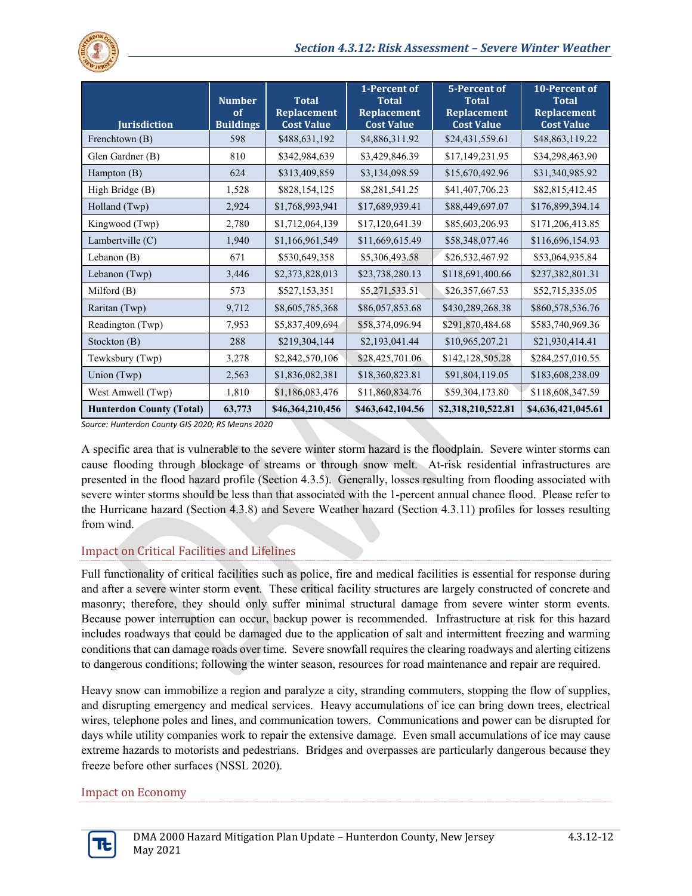| Jurisdiction | Number of Buildings | Total Replacement Cost Value | 1-Percent of Total Replacement Cost Value | 5-Percent of Total Replacement Cost Value | 10-Percent of Total Replacement Cost Value |
|---|---|---|---|---|---|
| Frenchtown (B) | 598 | $488,631,192 | $4,886,311.92 | $24,431,559.61 | $48,863,119.22 |
| Glen Gardner (B) | 810 | $342,984,639 | $3,429,846.39 | $17,149,231.95 | $34,298,463.90 |
| Hampton (B) | 624 | $313,409,859 | $3,134,098.59 | $15,670,492.96 | $31,340,985.92 |
| High Bridge (B) | 1,528 | $828,154,125 | $8,281,541.25 | $41,407,706.23 | $82,815,412.45 |
| Holland (Twp) | 2,924 | $1,768,993,941 | $17,689,939.41 | $88,449,697.07 | $176,899,394.14 |
| Kingwood (Twp) | 2,780 | $1,712,064,139 | $17,120,641.39 | $85,603,206.93 | $171,206,413.85 |
| Lambertville (C) | 1,940 | $1,166,961,549 | $11,669,615.49 | $58,348,077.46 | $116,696,154.93 |
| Lebanon (B) | 671 | $530,649,358 | $5,306,493.58 | $26,532,467.92 | $53,064,935.84 |
| Lebanon (Twp) | 3,446 | $2,373,828,013 | $23,738,280.13 | $118,691,400.66 | $237,382,801.31 |
| Milford (B) | 573 | $527,153,351 | $5,271,533.51 | $26,357,667.53 | $52,715,335.05 |
| Raritan (Twp) | 9,712 | $8,605,785,368 | $86,057,853.68 | $430,289,268.38 | $860,578,536.76 |
| Readington (Twp) | 7,953 | $5,837,409,694 | $58,374,096.94 | $291,870,484.68 | $583,740,969.36 |
| Stockton (B) | 288 | $219,304,144 | $2,193,041.44 | $10,965,207.21 | $21,930,414.41 |
| Tewksbury (Twp) | 3,278 | $2,842,570,106 | $28,425,701.06 | $142,128,505.28 | $284,257,010.55 |
| Union (Twp) | 2,563 | $1,836,082,381 | $18,360,823.81 | $91,804,119.05 | $183,608,238.09 |
| West Amwell (Twp) | 1,810 | $1,186,083,476 | $11,860,834.76 | $59,304,173.80 | $118,608,347.59 |
| **Hunterdon County (Total)** | **63,773** | **$46,364,210,456** | **$463,642,104.56** | **$2,318,210,522.81** | **$4,636,421,045.61** |

*Source: Hunterdon County GIS 2020; RS Means 2020*

A specific area that is vulnerable to the severe winter storm hazard is the floodplain. Severe winter storms can cause flooding through blockage of streams or through snow melt. At-risk residential infrastructures are presented in the flood hazard profile (Section 4.3.5). Generally, losses resulting from flooding associated with severe winter storms should be less than that associated with the 1-percent annual chance flood. Please refer to the Hurricane hazard (Section 4.3.8) and Severe Weather hazard (Section 4.3.11) profiles for losses resulting from wind.

## Impact on Critical Facilities and Lifelines

Full functionality of critical facilities such as police, fire and medical facilities is essential for response during and after a severe winter storm event. These critical facility structures are largely constructed of concrete and masonry; therefore, they should only suffer minimal structural damage from severe winter storm events. Because power interruption can occur, backup power is recommended. Infrastructure at risk for this hazard includes roadways that could be damaged due to the application of salt and intermittent freezing and warming conditions that can damage roads over time. Severe snowfall requires the clearing roadways and alerting citizens to dangerous conditions; following the winter season, resources for road maintenance and repair are required.

Heavy snow can immobilize a region and paralyze a city, stranding commuters, stopping the flow of supplies, and disrupting emergency and medical services. Heavy accumulations of ice can bring down trees, electrical wires, telephone poles and lines, and communication towers. Communications and power can be disrupted for days while utility companies work to repair the extensive damage. Even small accumulations of ice may cause extreme hazards to motorists and pedestrians. Bridges and overpasses are particularly dangerous because they freeze before other surfaces (NSSL 2020).

## Impact on Economy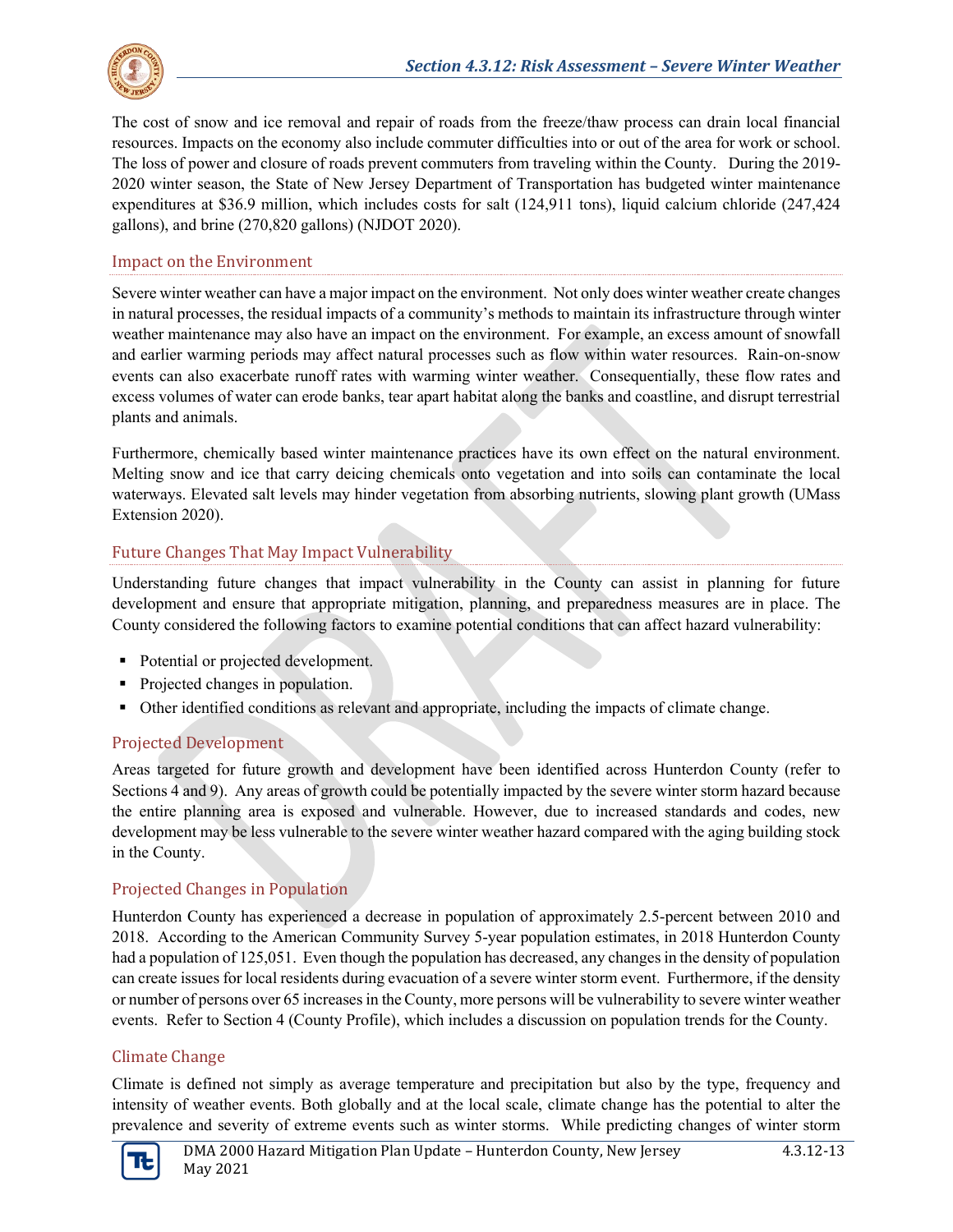The cost of snow and ice removal and repair of roads from the freeze/thaw process can drain local financial resources. Impacts on the economy also include commuter difficulties into or out of the area for work or school. The loss of power and closure of roads prevent commuters from traveling within the County. During the 2019-2020 winter season, the State of New Jersey Department of Transportation has budgeted winter maintenance expenditures at $36.9 million, which includes costs for salt (124,911 tons), liquid calcium chloride (247,424 gallons), and brine (270,820 gallons) (NJDOT 2020).

### Impact on the Environment

Severe winter weather can have a major impact on the environment. Not only does winter weather create changes in natural processes, the residual impacts of a community's methods to maintain its infrastructure through winter weather maintenance may also have an impact on the environment. For example, an excess amount of snowfall and earlier warming periods may affect natural processes such as flow within water resources. Rain-on-snow events can also exacerbate runoff rates with warming winter weather. Consequentially, these flow rates and excess volumes of water can erode banks, tear apart habitat along the banks and coastline, and disrupt terrestrial plants and animals.

Furthermore, chemically based winter maintenance practices have its own effect on the natural environment. Melting snow and ice that carry deicing chemicals onto vegetation and into soils can contaminate the local waterways. Elevated salt levels may hinder vegetation from absorbing nutrients, slowing plant growth (UMass Extension 2020).

### Future Changes That May Impact Vulnerability

Understanding future changes that impact vulnerability in the County can assist in planning for future development and ensure that appropriate mitigation, planning, and preparedness measures are in place. The County considered the following factors to examine potential conditions that can affect hazard vulnerability:

- Potential or projected development.
- Projected changes in population.
- Other identified conditions as relevant and appropriate, including the impacts of climate change.

### Projected Development

Areas targeted for future growth and development have been identified across Hunterdon County (refer to Sections 4 and 9). Any areas of growth could be potentially impacted by the severe winter storm hazard because the entire planning area is exposed and vulnerable. However, due to increased standards and codes, new development may be less vulnerable to the severe winter weather hazard compared with the aging building stock in the County.

### Projected Changes in Population

Hunterdon County has experienced a decrease in population of approximately 2.5-percent between 2010 and 2018. According to the American Community Survey 5-year population estimates, in 2018 Hunterdon County had a population of 125,051. Even though the population has decreased, any changes in the density of population can create issues for local residents during evacuation of a severe winter storm event. Furthermore, if the density or number of persons over 65 increases in the County, more persons will be vulnerability to severe winter weather events. Refer to Section 4 (County Profile), which includes a discussion on population trends for the County.

### Climate Change

Climate is defined not simply as average temperature and precipitation but also by the type, frequency and intensity of weather events. Both globally and at the local scale, climate change has the potential to alter the prevalence and severity of extreme events such as winter storms. While predicting changes of winter storm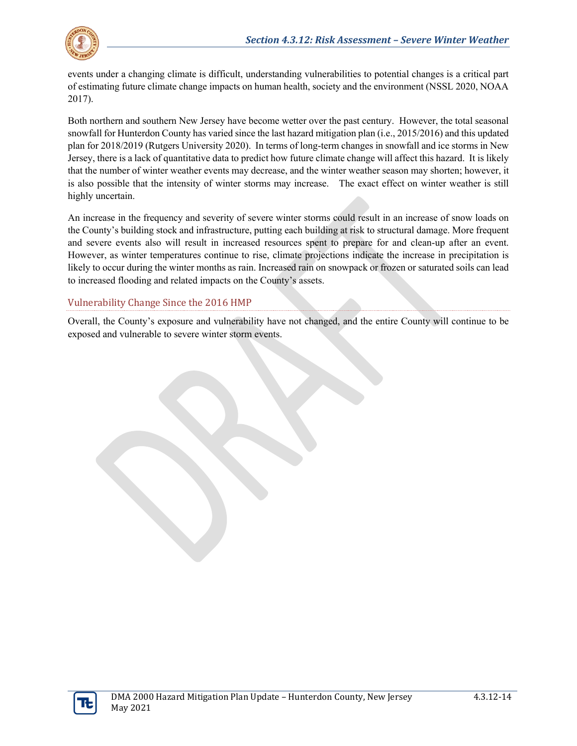events under a changing climate is difficult, understanding vulnerabilities to potential changes is a critical part of estimating future climate change impacts on human health, society and the environment (NSSL 2020, NOAA 2017).

Both northern and southern New Jersey have become wetter over the past century. However, the total seasonal snowfall for Hunterdon County has varied since the last hazard mitigation plan (i.e., 2015/2016) and this updated plan for 2018/2019 (Rutgers University 2020). In terms of long-term changes in snowfall and ice storms in New Jersey, there is a lack of quantitative data to predict how future climate change will affect this hazard. It is likely that the number of winter weather events may decrease, and the winter weather season may shorten; however, it is also possible that the intensity of winter storms may increase. The exact effect on winter weather is still highly uncertain.

An increase in the frequency and severity of severe winter storms could result in an increase of snow loads on the County's building stock and infrastructure, putting each building at risk to structural damage. More frequent and severe events also will result in increased resources spent to prepare for and clean-up after an event. However, as winter temperatures continue to rise, climate projections indicate the increase in precipitation is likely to occur during the winter months as rain. Increased rain on snowpack or frozen or saturated soils can lead to increased flooding and related impacts on the County's assets.

### Vulnerability Change Since the 2016 HMP

Overall, the County's exposure and vulnerability have not changed, and the entire County will continue to be exposed and vulnerable to severe winter storm events.